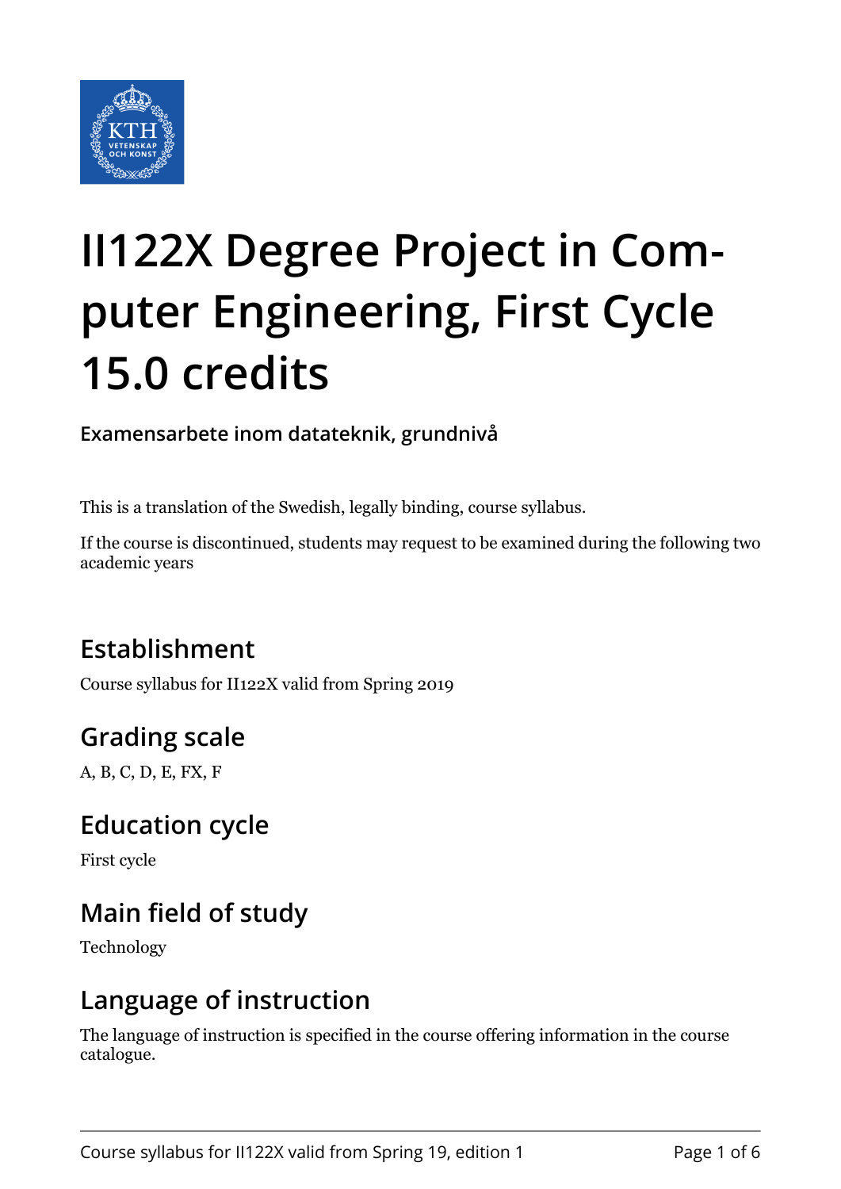# II122X Degree Project in Computer Engineering, First Cycle 15.0 credits

**Examensarbete inom datateknik, grundnivå**

This is a translation of the Swedish, legally binding, course syllabus.

If the course is discontinued, students may request to be examined during the following two academic years

## Establishment

Course syllabus for II122X valid from Spring 2019

## Grading scale

A, B, C, D, E, FX, F

## Education cycle

First cycle

## Main field of study

Technology

## Language of instruction

The language of instruction is specified in the course offering information in the course catalogue.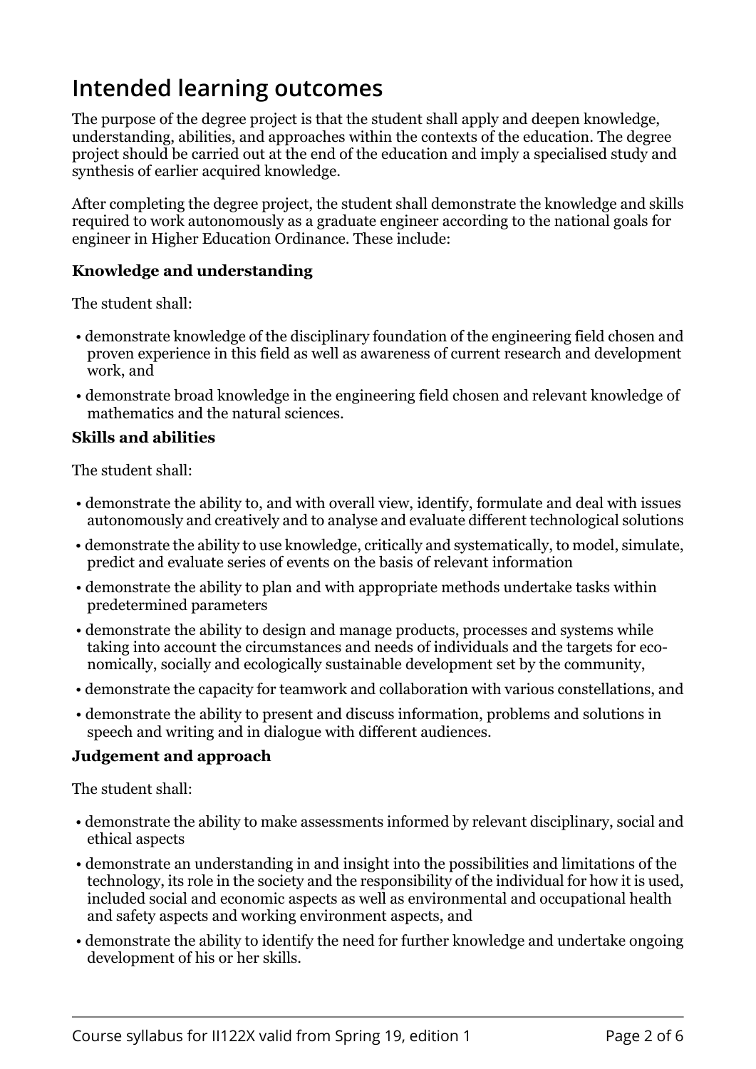## Intended learning outcomes

The purpose of the degree project is that the student shall apply and deepen knowledge, understanding, abilities, and approaches within the contexts of the education. The degree project should be carried out at the end of the education and imply a specialised study and synthesis of earlier acquired knowledge.

After completing the degree project, the student shall demonstrate the knowledge and skills required to work autonomously as a graduate engineer according to the national goals for engineer in Higher Education Ordinance. These include:

**Knowledge and understanding**

The student shall:

- demonstrate knowledge of the disciplinary foundation of the engineering field chosen and proven experience in this field as well as awareness of current research and development work, and
- demonstrate broad knowledge in the engineering field chosen and relevant knowledge of mathematics and the natural sciences.

**Skills and abilities**

The student shall:

- demonstrate the ability to, and with overall view, identify, formulate and deal with issues autonomously and creatively and to analyse and evaluate different technological solutions
- demonstrate the ability to use knowledge, critically and systematically, to model, simulate, predict and evaluate series of events on the basis of relevant information
- demonstrate the ability to plan and with appropriate methods undertake tasks within predetermined parameters
- demonstrate the ability to design and manage products, processes and systems while taking into account the circumstances and needs of individuals and the targets for economically, socially and ecologically sustainable development set by the community,
- demonstrate the capacity for teamwork and collaboration with various constellations, and
- demonstrate the ability to present and discuss information, problems and solutions in speech and writing and in dialogue with different audiences.

**Judgement and approach**

The student shall:

- demonstrate the ability to make assessments informed by relevant disciplinary, social and ethical aspects
- demonstrate an understanding in and insight into the possibilities and limitations of the technology, its role in the society and the responsibility of the individual for how it is used, included social and economic aspects as well as environmental and occupational health and safety aspects and working environment aspects, and
- demonstrate the ability to identify the need for further knowledge and undertake ongoing development of his or her skills.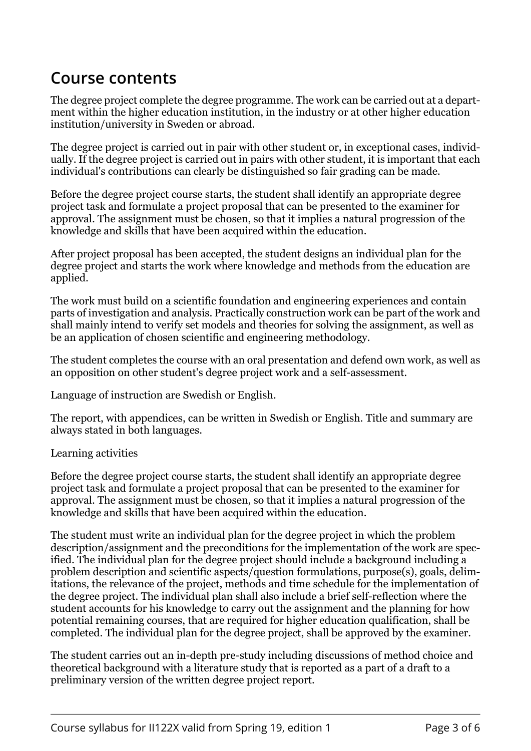## Course contents

The degree project complete the degree programme. The work can be carried out at a department within the higher education institution, in the industry or at other higher education institution/university in Sweden or abroad.

The degree project is carried out in pair with other student or, in exceptional cases, individually. If the degree project is carried out in pairs with other student, it is important that each individual's contributions can clearly be distinguished so fair grading can be made.

Before the degree project course starts, the student shall identify an appropriate degree project task and formulate a project proposal that can be presented to the examiner for approval. The assignment must be chosen, so that it implies a natural progression of the knowledge and skills that have been acquired within the education.

After project proposal has been accepted, the student designs an individual plan for the degree project and starts the work where knowledge and methods from the education are applied.

The work must build on a scientific foundation and engineering experiences and contain parts of investigation and analysis. Practically construction work can be part of the work and shall mainly intend to verify set models and theories for solving the assignment, as well as be an application of chosen scientific and engineering methodology.

The student completes the course with an oral presentation and defend own work, as well as an opposition on other student's degree project work and a self-assessment.

Language of instruction are Swedish or English.

The report, with appendices, can be written in Swedish or English. Title and summary are always stated in both languages.

Learning activities

Before the degree project course starts, the student shall identify an appropriate degree project task and formulate a project proposal that can be presented to the examiner for approval. The assignment must be chosen, so that it implies a natural progression of the knowledge and skills that have been acquired within the education.

The student must write an individual plan for the degree project in which the problem description/assignment and the preconditions for the implementation of the work are specified. The individual plan for the degree project should include a background including a problem description and scientific aspects/question formulations, purpose(s), goals, delimitations, the relevance of the project, methods and time schedule for the implementation of the degree project. The individual plan shall also include a brief self-reflection where the student accounts for his knowledge to carry out the assignment and the planning for how potential remaining courses, that are required for higher education qualification, shall be completed. The individual plan for the degree project, shall be approved by the examiner.

The student carries out an in-depth pre-study including discussions of method choice and theoretical background with a literature study that is reported as a part of a draft to a preliminary version of the written degree project report.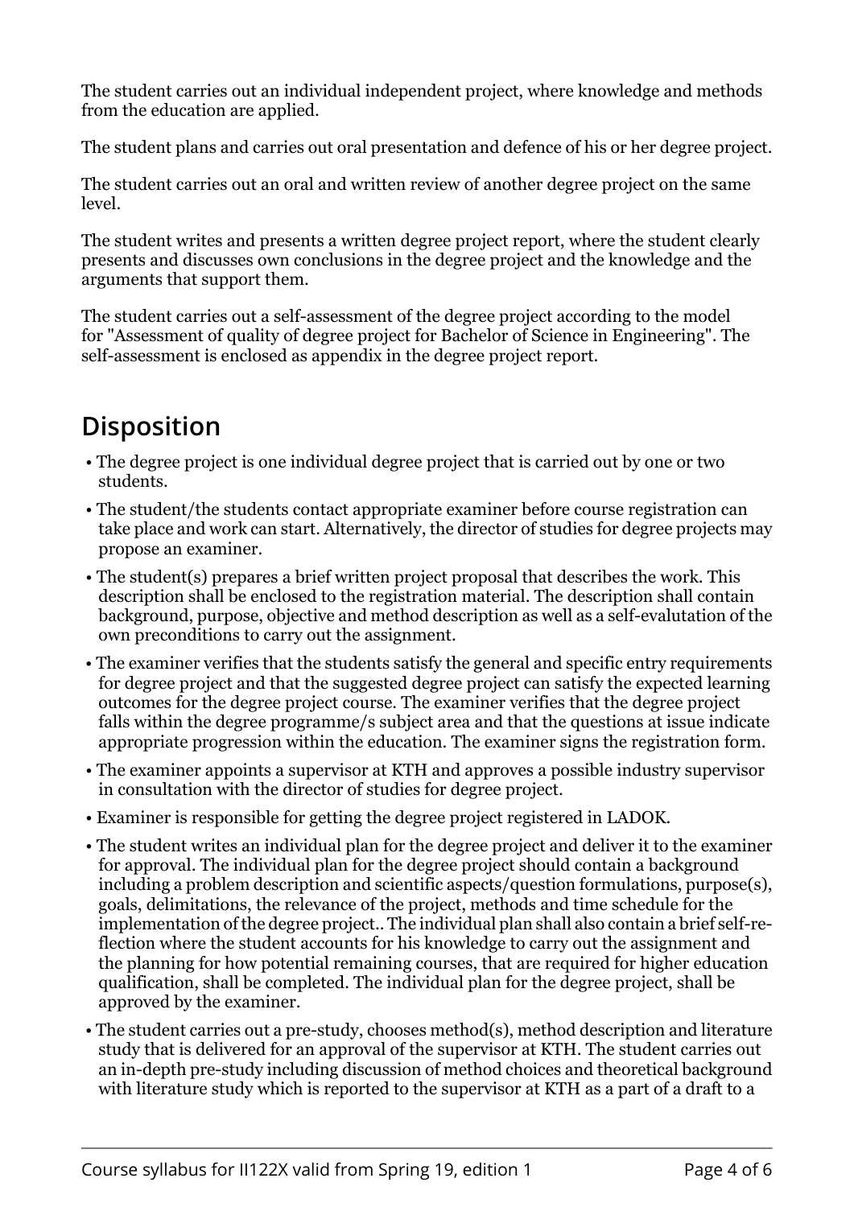The student carries out an individual independent project, where knowledge and methods from the education are applied.

The student plans and carries out oral presentation and defence of his or her degree project.

The student carries out an oral and written review of another degree project on the same level.

The student writes and presents a written degree project report, where the student clearly presents and discusses own conclusions in the degree project and the knowledge and the arguments that support them.

The student carries out a self-assessment of the degree project according to the model for "Assessment of quality of degree project for Bachelor of Science in Engineering". The self-assessment is enclosed as appendix in the degree project report.

## Disposition

- The degree project is one individual degree project that is carried out by one or two students.
- The student/the students contact appropriate examiner before course registration can take place and work can start. Alternatively, the director of studies for degree projects may propose an examiner.
- The student(s) prepares a brief written project proposal that describes the work. This description shall be enclosed to the registration material. The description shall contain background, purpose, objective and method description as well as a self-evalutation of the own preconditions to carry out the assignment.
- The examiner verifies that the students satisfy the general and specific entry requirements for degree project and that the suggested degree project can satisfy the expected learning outcomes for the degree project course. The examiner verifies that the degree project falls within the degree programme/s subject area and that the questions at issue indicate appropriate progression within the education. The examiner signs the registration form.
- The examiner appoints a supervisor at KTH and approves a possible industry supervisor in consultation with the director of studies for degree project.
- Examiner is responsible for getting the degree project registered in LADOK.
- The student writes an individual plan for the degree project and deliver it to the examiner for approval. The individual plan for the degree project should contain a background including a problem description and scientific aspects/question formulations, purpose(s), goals, delimitations, the relevance of the project, methods and time schedule for the implementation of the degree project.. The individual plan shall also contain a brief self-reflection where the student accounts for his knowledge to carry out the assignment and the planning for how potential remaining courses, that are required for higher education qualification, shall be completed. The individual plan for the degree project, shall be approved by the examiner.
- The student carries out a pre-study, chooses method(s), method description and literature study that is delivered for an approval of the supervisor at KTH. The student carries out an in-depth pre-study including discussion of method choices and theoretical background with literature study which is reported to the supervisor at KTH as a part of a draft to a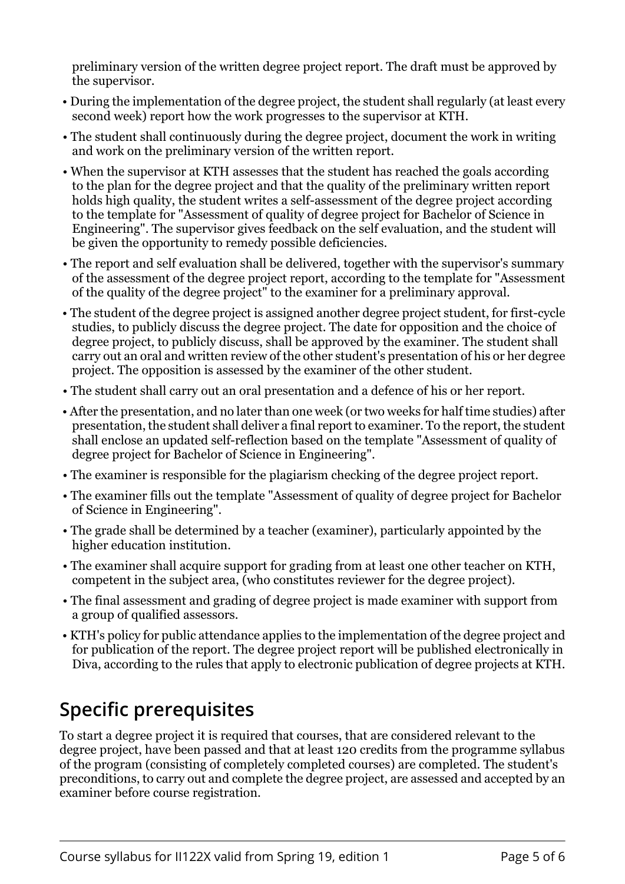preliminary version of the written degree project report. The draft must be approved by the supervisor.

- During the implementation of the degree project, the student shall regularly (at least every second week) report how the work progresses to the supervisor at KTH.
- The student shall continuously during the degree project, document the work in writing and work on the preliminary version of the written report.
- When the supervisor at KTH assesses that the student has reached the goals according to the plan for the degree project and that the quality of the preliminary written report holds high quality, the student writes a self-assessment of the degree project according to the template for "Assessment of quality of degree project for Bachelor of Science in Engineering". The supervisor gives feedback on the self evaluation, and the student will be given the opportunity to remedy possible deficiencies.
- The report and self evaluation shall be delivered, together with the supervisor's summary of the assessment of the degree project report, according to the template for "Assessment of the quality of the degree project" to the examiner for a preliminary approval.
- The student of the degree project is assigned another degree project student, for first-cycle studies, to publicly discuss the degree project. The date for opposition and the choice of degree project, to publicly discuss, shall be approved by the examiner. The student shall carry out an oral and written review of the other student's presentation of his or her degree project. The opposition is assessed by the examiner of the other student.
- The student shall carry out an oral presentation and a defence of his or her report.
- After the presentation, and no later than one week (or two weeks for half time studies) after presentation, the student shall deliver a final report to examiner. To the report, the student shall enclose an updated self-reflection based on the template "Assessment of quality of degree project for Bachelor of Science in Engineering".
- The examiner is responsible for the plagiarism checking of the degree project report.
- The examiner fills out the template "Assessment of quality of degree project for Bachelor of Science in Engineering".
- The grade shall be determined by a teacher (examiner), particularly appointed by the higher education institution.
- The examiner shall acquire support for grading from at least one other teacher on KTH, competent in the subject area, (who constitutes reviewer for the degree project).
- The final assessment and grading of degree project is made examiner with support from a group of qualified assessors.
- KTH's policy for public attendance applies to the implementation of the degree project and for publication of the report. The degree project report will be published electronically in Diva, according to the rules that apply to electronic publication of degree projects at KTH.

## Specific prerequisites

To start a degree project it is required that courses, that are considered relevant to the degree project, have been passed and that at least 120 credits from the programme syllabus of the program (consisting of completely completed courses) are completed. The student's preconditions, to carry out and complete the degree project, are assessed and accepted by an examiner before course registration.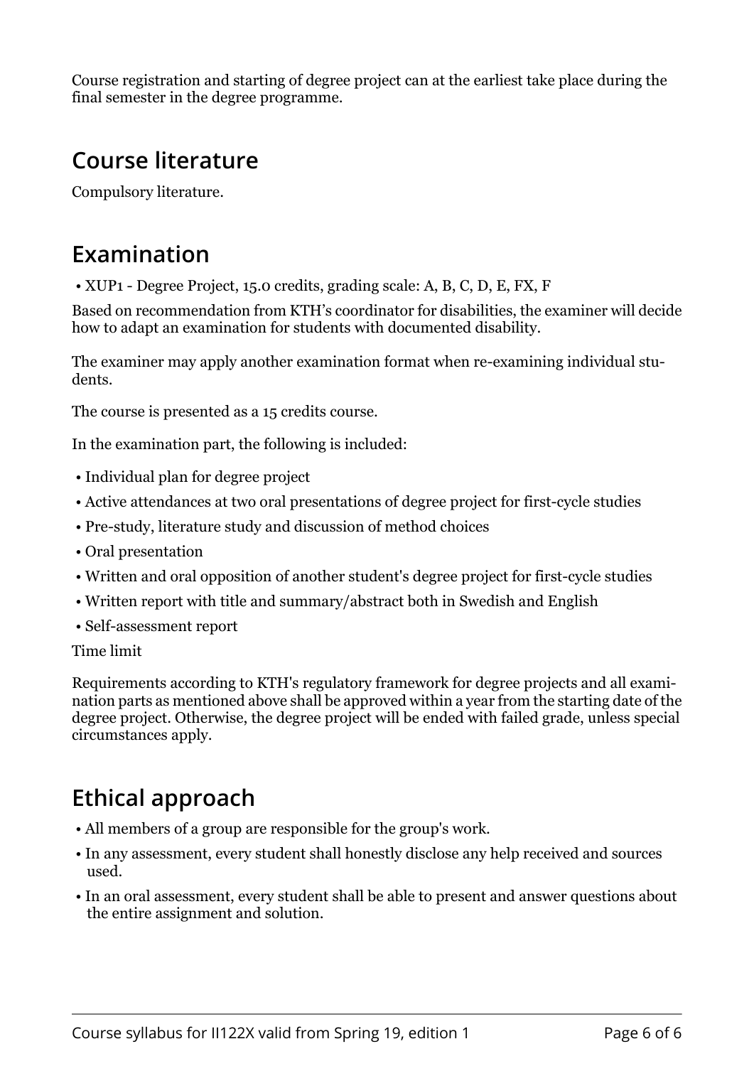Course registration and starting of degree project can at the earliest take place during the final semester in the degree programme.

## Course literature

Compulsory literature.

## Examination

- XUP1 - Degree Project, 15.0 credits, grading scale: A, B, C, D, E, FX, F

Based on recommendation from KTH's coordinator for disabilities, the examiner will decide how to adapt an examination for students with documented disability.

The examiner may apply another examination format when re-examining individual students.

The course is presented as a 15 credits course.

In the examination part, the following is included:

- Individual plan for degree project
- Active attendances at two oral presentations of degree project for first-cycle studies
- Pre-study, literature study and discussion of method choices
- Oral presentation
- Written and oral opposition of another student's degree project for first-cycle studies
- Written report with title and summary/abstract both in Swedish and English
- Self-assessment report

Time limit

Requirements according to KTH's regulatory framework for degree projects and all examination parts as mentioned above shall be approved within a year from the starting date of the degree project. Otherwise, the degree project will be ended with failed grade, unless special circumstances apply.

## Ethical approach

- All members of a group are responsible for the group's work.
- In any assessment, every student shall honestly disclose any help received and sources used.
- In an oral assessment, every student shall be able to present and answer questions about the entire assignment and solution.